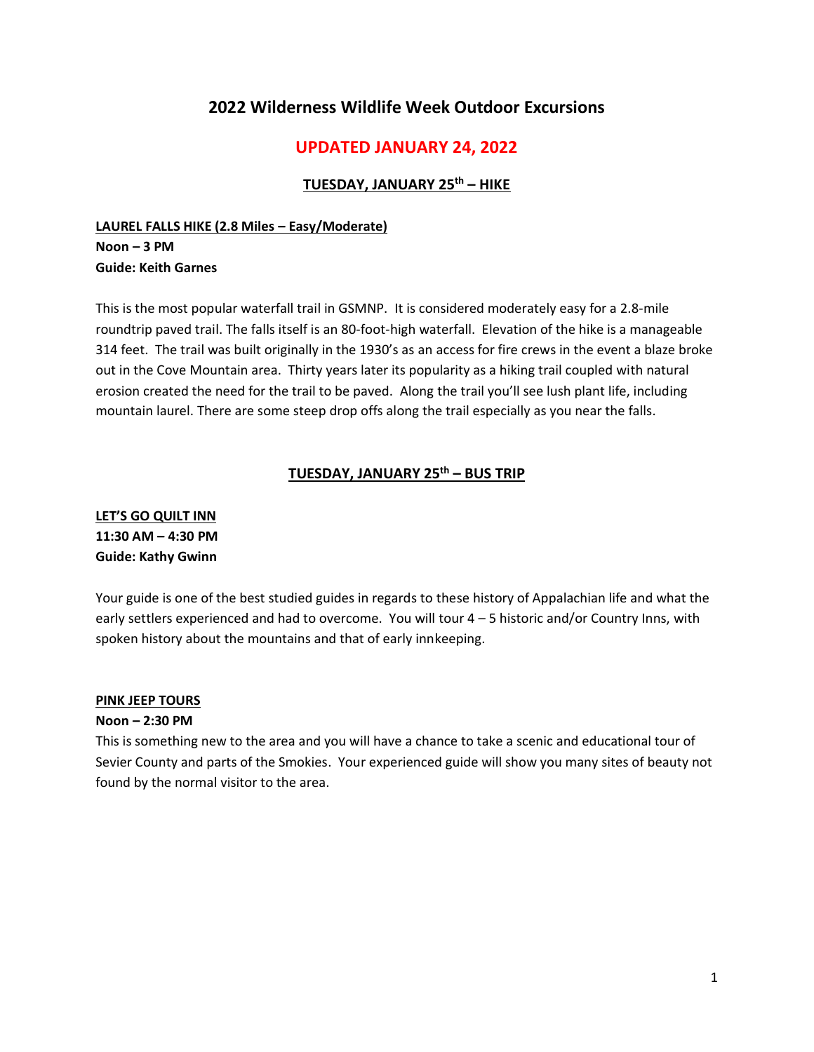# 2022 Wilderness Wildlife Week Outdoor Excursions

## UPDATED JANUARY 24, 2022

### TUESDAY, JANUARY 25th – HIKE

**LAUREL FALLS HIKE (2.8 Miles – Easy/Moderate)**
**Noon – 3 PM**
**Guide: Keith Garnes**

This is the most popular waterfall trail in GSMNP. It is considered moderately easy for a 2.8-mile roundtrip paved trail. The falls itself is an 80-foot-high waterfall. Elevation of the hike is a manageable 314 feet. The trail was built originally in the 1930's as an access for fire crews in the event a blaze broke out in the Cove Mountain area. Thirty years later its popularity as a hiking trail coupled with natural erosion created the need for the trail to be paved. Along the trail you'll see lush plant life, including mountain laurel. There are some steep drop offs along the trail especially as you near the falls.

### TUESDAY, JANUARY 25th – BUS TRIP

**LET'S GO QUILT INN**
**11:30 AM – 4:30 PM**
**Guide: Kathy Gwinn**

Your guide is one of the best studied guides in regards to these history of Appalachian life and what the early settlers experienced and had to overcome. You will tour 4 – 5 historic and/or Country Inns, with spoken history about the mountains and that of early innkeeping.

**PINK JEEP TOURS**
**Noon – 2:30 PM**
This is something new to the area and you will have a chance to take a scenic and educational tour of Sevier County and parts of the Smokies. Your experienced guide will show you many sites of beauty not found by the normal visitor to the area.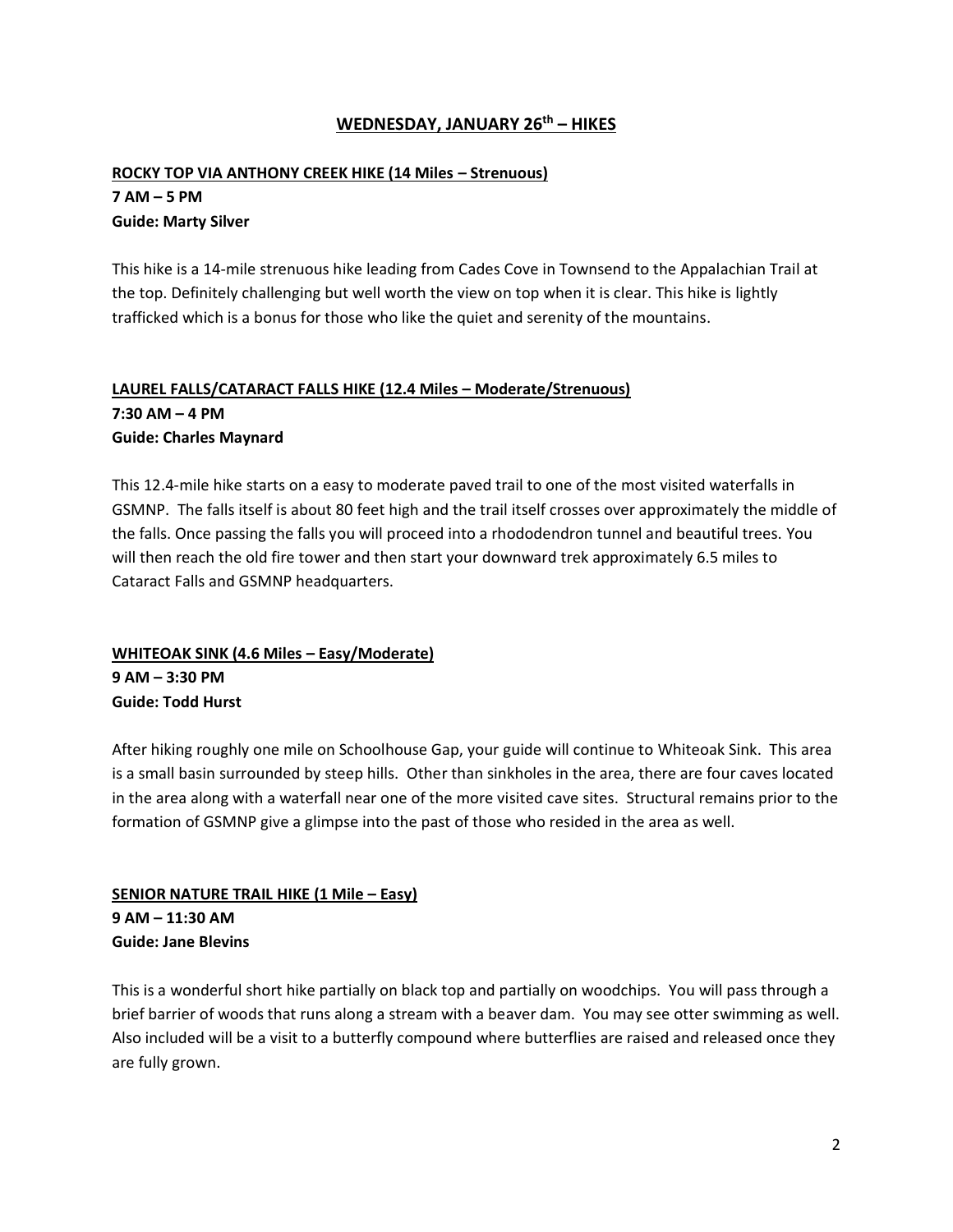## WEDNESDAY, JANUARY 26th – HIKES

**ROCKY TOP VIA ANTHONY CREEK HIKE (14 Miles – Strenuous)**
**7 AM – 5 PM**
**Guide: Marty Silver**

This hike is a 14-mile strenuous hike leading from Cades Cove in Townsend to the Appalachian Trail at the top. Definitely challenging but well worth the view on top when it is clear. This hike is lightly trafficked which is a bonus for those who like the quiet and serenity of the mountains.

**LAUREL FALLS/CATARACT FALLS HIKE (12.4 Miles – Moderate/Strenuous)**
**7:30 AM – 4 PM**
**Guide: Charles Maynard**

This 12.4-mile hike starts on a easy to moderate paved trail to one of the most visited waterfalls in GSMNP. The falls itself is about 80 feet high and the trail itself crosses over approximately the middle of the falls. Once passing the falls you will proceed into a rhododendron tunnel and beautiful trees. You will then reach the old fire tower and then start your downward trek approximately 6.5 miles to Cataract Falls and GSMNP headquarters.

**WHITEOAK SINK (4.6 Miles – Easy/Moderate)**
**9 AM – 3:30 PM**
**Guide: Todd Hurst**

After hiking roughly one mile on Schoolhouse Gap, your guide will continue to Whiteoak Sink. This area is a small basin surrounded by steep hills. Other than sinkholes in the area, there are four caves located in the area along with a waterfall near one of the more visited cave sites. Structural remains prior to the formation of GSMNP give a glimpse into the past of those who resided in the area as well.

**SENIOR NATURE TRAIL HIKE (1 Mile – Easy)**
**9 AM – 11:30 AM**
**Guide: Jane Blevins**

This is a wonderful short hike partially on black top and partially on woodchips. You will pass through a brief barrier of woods that runs along a stream with a beaver dam. You may see otter swimming as well. Also included will be a visit to a butterfly compound where butterflies are raised and released once they are fully grown.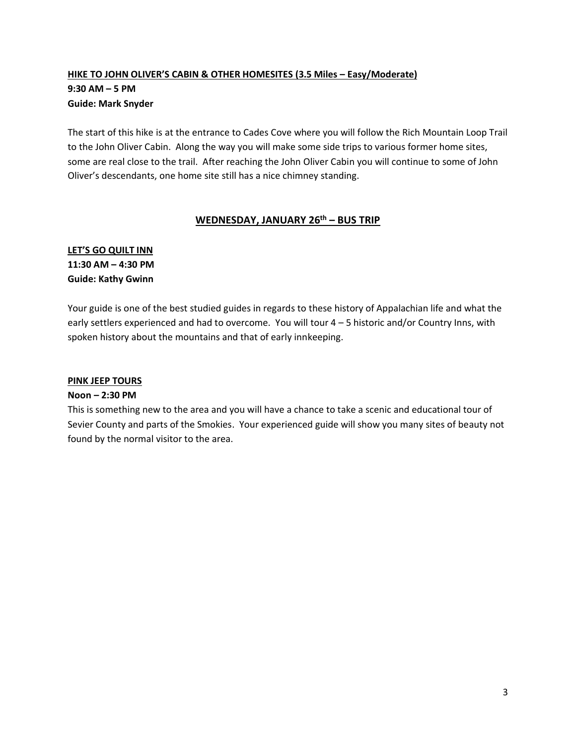**HIKE TO JOHN OLIVER'S CABIN & OTHER HOMESITES (3.5 Miles – Easy/Moderate)**
**9:30 AM – 5 PM**
**Guide: Mark Snyder**

The start of this hike is at the entrance to Cades Cove where you will follow the Rich Mountain Loop Trail to the John Oliver Cabin. Along the way you will make some side trips to various former home sites, some are real close to the trail. After reaching the John Oliver Cabin you will continue to some of John Oliver's descendants, one home site still has a nice chimney standing.

## WEDNESDAY, JANUARY 26th – BUS TRIP

**LET'S GO QUILT INN**
**11:30 AM – 4:30 PM**
**Guide: Kathy Gwinn**

Your guide is one of the best studied guides in regards to these history of Appalachian life and what the early settlers experienced and had to overcome. You will tour 4 – 5 historic and/or Country Inns, with spoken history about the mountains and that of early innkeeping.

**PINK JEEP TOURS**
**Noon – 2:30 PM**
This is something new to the area and you will have a chance to take a scenic and educational tour of Sevier County and parts of the Smokies. Your experienced guide will show you many sites of beauty not found by the normal visitor to the area.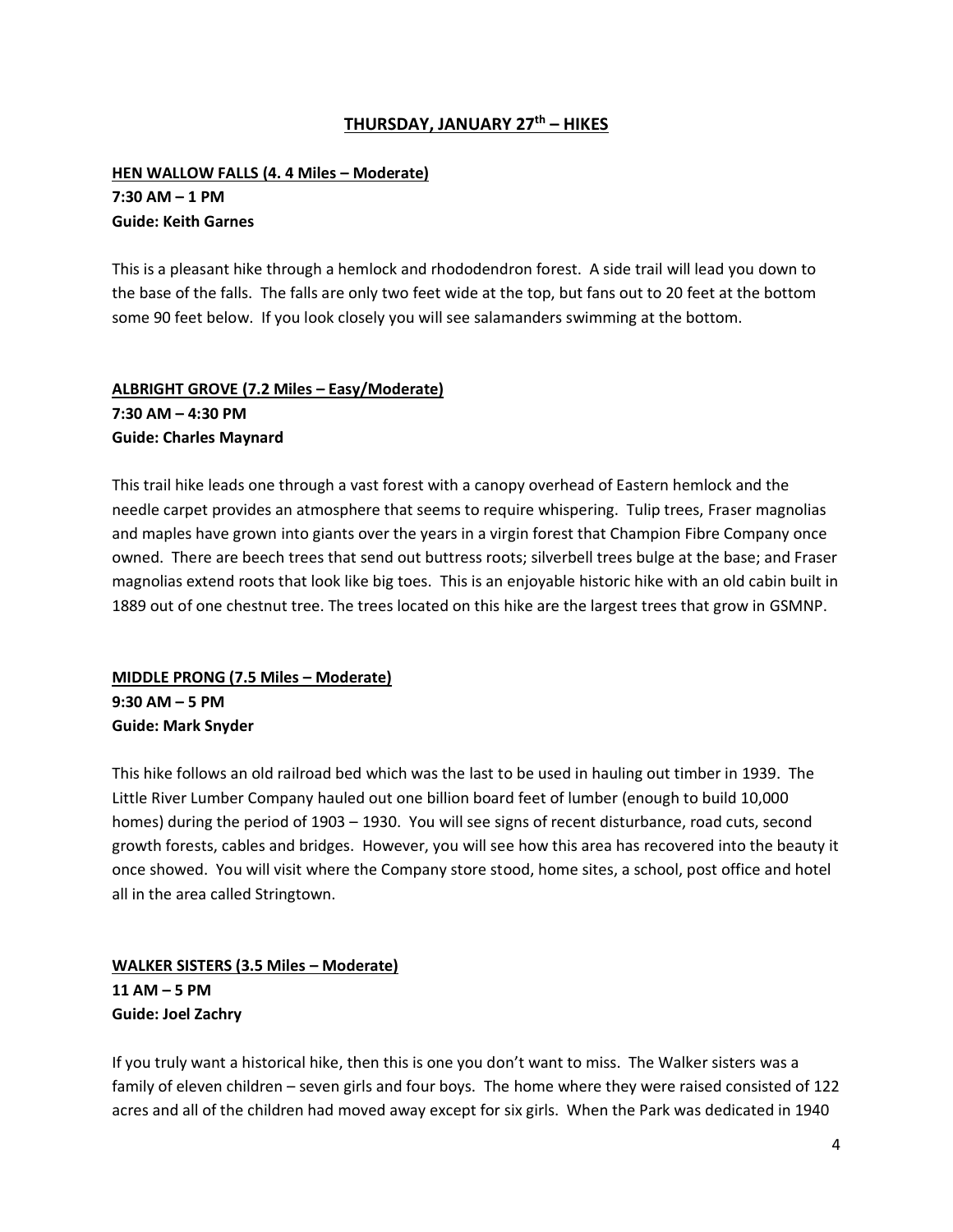## THURSDAY, JANUARY 27th – HIKES

**HEN WALLOW FALLS (4. 4 Miles – Moderate)**
**7:30 AM – 1 PM**
**Guide: Keith Garnes**

This is a pleasant hike through a hemlock and rhododendron forest. A side trail will lead you down to the base of the falls. The falls are only two feet wide at the top, but fans out to 20 feet at the bottom some 90 feet below. If you look closely you will see salamanders swimming at the bottom.

**ALBRIGHT GROVE (7.2 Miles – Easy/Moderate)**
**7:30 AM – 4:30 PM**
**Guide: Charles Maynard**

This trail hike leads one through a vast forest with a canopy overhead of Eastern hemlock and the needle carpet provides an atmosphere that seems to require whispering. Tulip trees, Fraser magnolias and maples have grown into giants over the years in a virgin forest that Champion Fibre Company once owned. There are beech trees that send out buttress roots; silverbell trees bulge at the base; and Fraser magnolias extend roots that look like big toes. This is an enjoyable historic hike with an old cabin built in 1889 out of one chestnut tree. The trees located on this hike are the largest trees that grow in GSMNP.

**MIDDLE PRONG (7.5 Miles – Moderate)**
**9:30 AM – 5 PM**
**Guide: Mark Snyder**

This hike follows an old railroad bed which was the last to be used in hauling out timber in 1939. The Little River Lumber Company hauled out one billion board feet of lumber (enough to build 10,000 homes) during the period of 1903 – 1930. You will see signs of recent disturbance, road cuts, second growth forests, cables and bridges. However, you will see how this area has recovered into the beauty it once showed. You will visit where the Company store stood, home sites, a school, post office and hotel all in the area called Stringtown.

**WALKER SISTERS (3.5 Miles – Moderate)**
**11 AM – 5 PM**
**Guide: Joel Zachry**

If you truly want a historical hike, then this is one you don't want to miss. The Walker sisters was a family of eleven children – seven girls and four boys. The home where they were raised consisted of 122 acres and all of the children had moved away except for six girls. When the Park was dedicated in 1940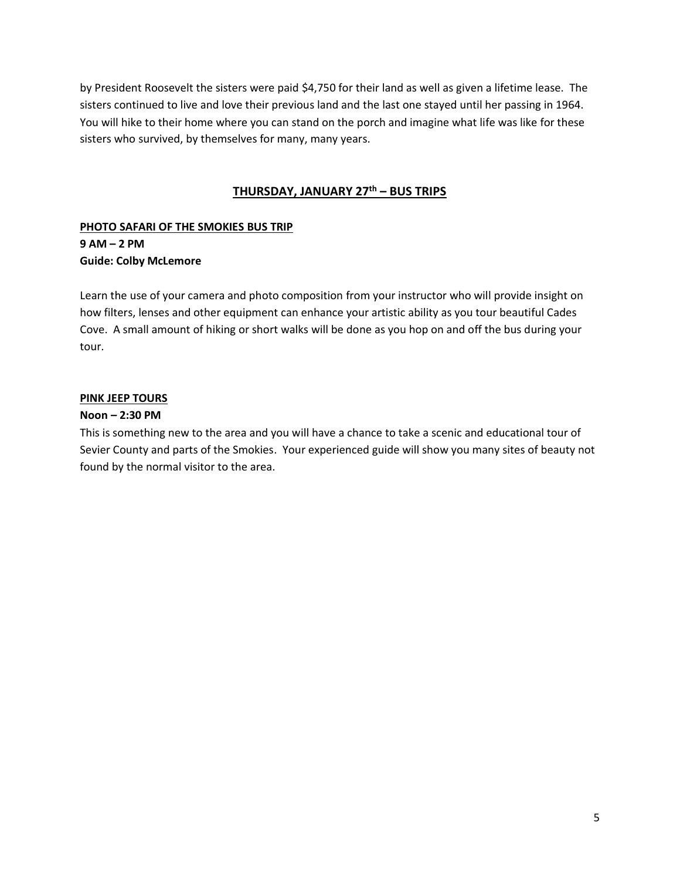by President Roosevelt the sisters were paid $4,750 for their land as well as given a lifetime lease. The sisters continued to live and love their previous land and the last one stayed until her passing in 1964. You will hike to their home where you can stand on the porch and imagine what life was like for these sisters who survived, by themselves for many, many years.

## THURSDAY, JANUARY 27th – BUS TRIPS

**PHOTO SAFARI OF THE SMOKIES BUS TRIP**
**9 AM – 2 PM**
**Guide: Colby McLemore**

Learn the use of your camera and photo composition from your instructor who will provide insight on how filters, lenses and other equipment can enhance your artistic ability as you tour beautiful Cades Cove. A small amount of hiking or short walks will be done as you hop on and off the bus during your tour.

**PINK JEEP TOURS**
**Noon – 2:30 PM**

This is something new to the area and you will have a chance to take a scenic and educational tour of Sevier County and parts of the Smokies. Your experienced guide will show you many sites of beauty not found by the normal visitor to the area.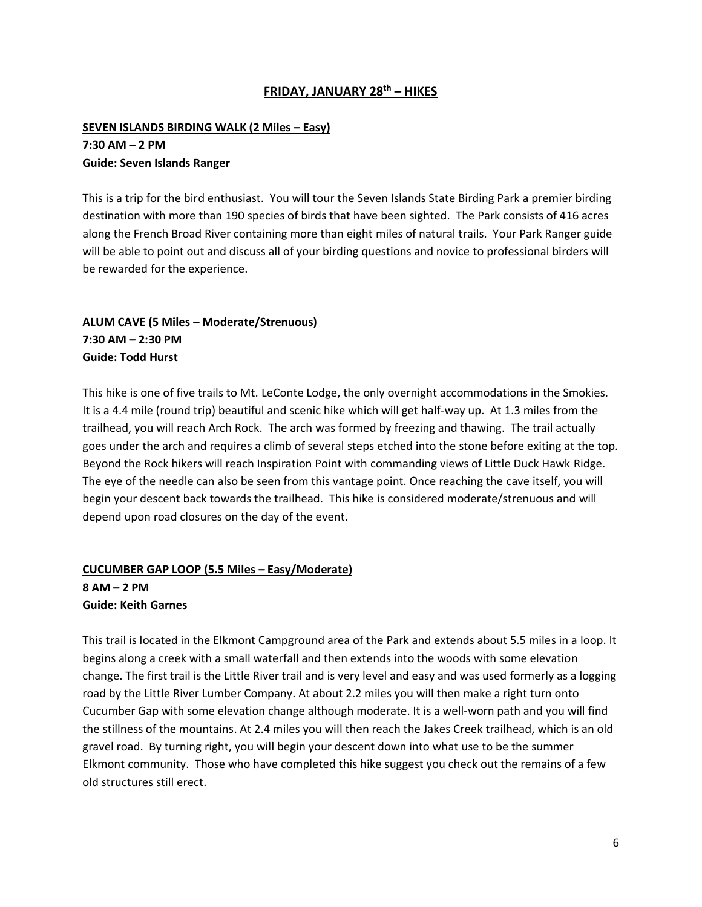## FRIDAY, JANUARY 28th – HIKES

**SEVEN ISLANDS BIRDING WALK (2 Miles – Easy)**
**7:30 AM – 2 PM**
**Guide: Seven Islands Ranger**

This is a trip for the bird enthusiast. You will tour the Seven Islands State Birding Park a premier birding destination with more than 190 species of birds that have been sighted. The Park consists of 416 acres along the French Broad River containing more than eight miles of natural trails. Your Park Ranger guide will be able to point out and discuss all of your birding questions and novice to professional birders will be rewarded for the experience.

**ALUM CAVE (5 Miles – Moderate/Strenuous)**
**7:30 AM – 2:30 PM**
**Guide: Todd Hurst**

This hike is one of five trails to Mt. LeConte Lodge, the only overnight accommodations in the Smokies. It is a 4.4 mile (round trip) beautiful and scenic hike which will get half-way up. At 1.3 miles from the trailhead, you will reach Arch Rock. The arch was formed by freezing and thawing. The trail actually goes under the arch and requires a climb of several steps etched into the stone before exiting at the top. Beyond the Rock hikers will reach Inspiration Point with commanding views of Little Duck Hawk Ridge. The eye of the needle can also be seen from this vantage point. Once reaching the cave itself, you will begin your descent back towards the trailhead. This hike is considered moderate/strenuous and will depend upon road closures on the day of the event.

**CUCUMBER GAP LOOP (5.5 Miles – Easy/Moderate)**
**8 AM – 2 PM**
**Guide: Keith Garnes**

This trail is located in the Elkmont Campground area of the Park and extends about 5.5 miles in a loop. It begins along a creek with a small waterfall and then extends into the woods with some elevation change. The first trail is the Little River trail and is very level and easy and was used formerly as a logging road by the Little River Lumber Company. At about 2.2 miles you will then make a right turn onto Cucumber Gap with some elevation change although moderate. It is a well-worn path and you will find the stillness of the mountains. At 2.4 miles you will then reach the Jakes Creek trailhead, which is an old gravel road. By turning right, you will begin your descent down into what use to be the summer Elkmont community. Those who have completed this hike suggest you check out the remains of a few old structures still erect.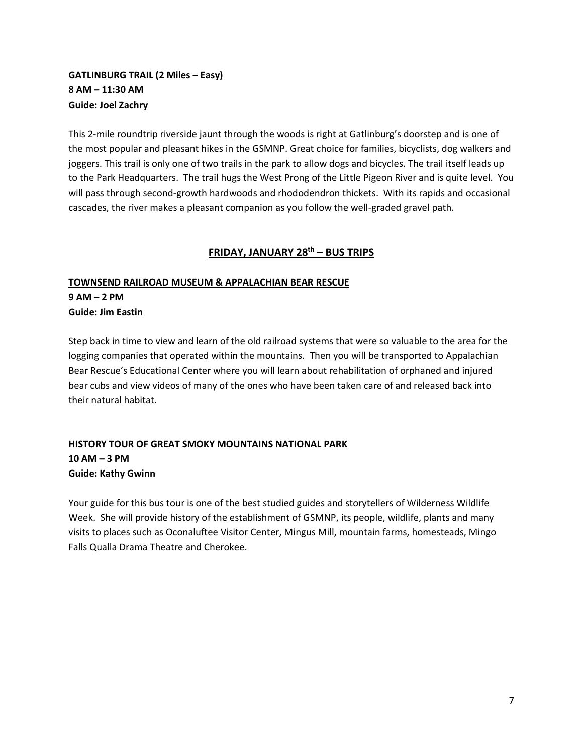**GATLINBURG TRAIL (2 Miles – Easy)**
**8 AM – 11:30 AM**
**Guide: Joel Zachry**

This 2-mile roundtrip riverside jaunt through the woods is right at Gatlinburg's doorstep and is one of the most popular and pleasant hikes in the GSMNP. Great choice for families, bicyclists, dog walkers and joggers. This trail is only one of two trails in the park to allow dogs and bicycles. The trail itself leads up to the Park Headquarters. The trail hugs the West Prong of the Little Pigeon River and is quite level. You will pass through second-growth hardwoods and rhododendron thickets. With its rapids and occasional cascades, the river makes a pleasant companion as you follow the well-graded gravel path.

## FRIDAY, JANUARY 28th – BUS TRIPS

**TOWNSEND RAILROAD MUSEUM & APPALACHIAN BEAR RESCUE**
**9 AM – 2 PM**
**Guide: Jim Eastin**

Step back in time to view and learn of the old railroad systems that were so valuable to the area for the logging companies that operated within the mountains. Then you will be transported to Appalachian Bear Rescue's Educational Center where you will learn about rehabilitation of orphaned and injured bear cubs and view videos of many of the ones who have been taken care of and released back into their natural habitat.

**HISTORY TOUR OF GREAT SMOKY MOUNTAINS NATIONAL PARK**
**10 AM – 3 PM**
**Guide: Kathy Gwinn**

Your guide for this bus tour is one of the best studied guides and storytellers of Wilderness Wildlife Week. She will provide history of the establishment of GSMNP, its people, wildlife, plants and many visits to places such as Oconaluftee Visitor Center, Mingus Mill, mountain farms, homesteads, Mingo Falls Qualla Drama Theatre and Cherokee.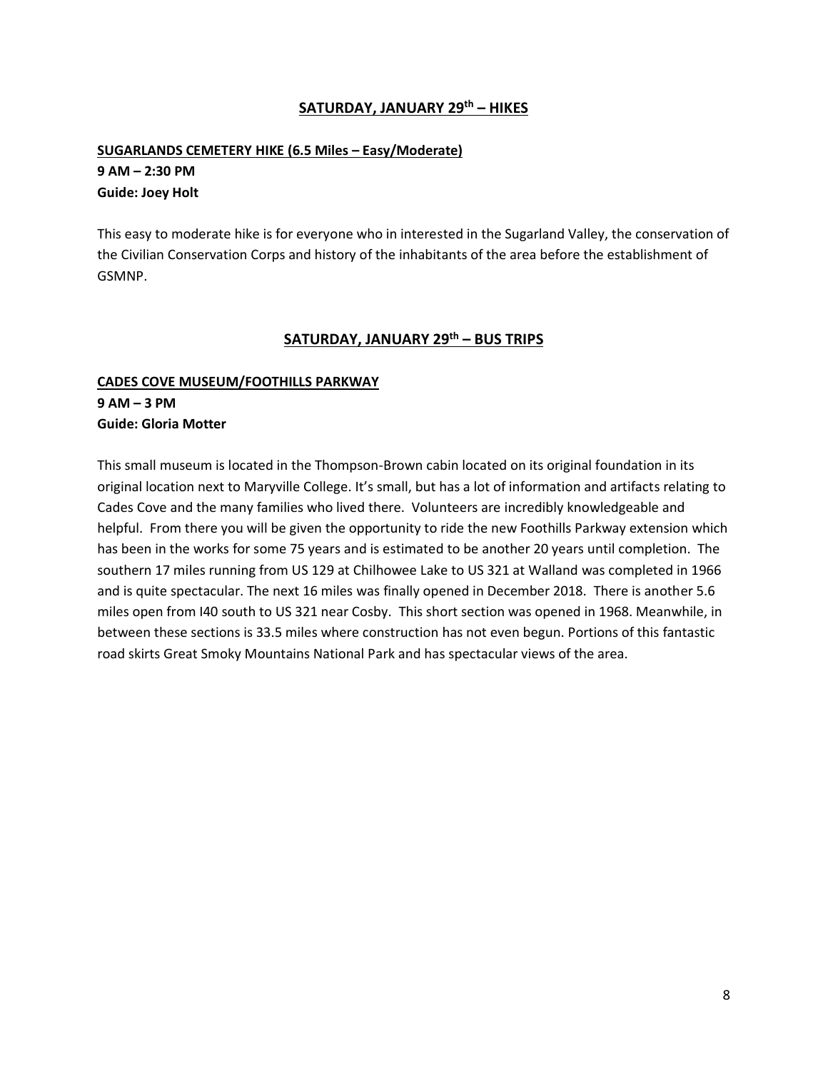## SATURDAY, JANUARY 29th – HIKES

**SUGARLANDS CEMETERY HIKE (6.5 Miles – Easy/Moderate)**
**9 AM – 2:30 PM**
**Guide: Joey Holt**

This easy to moderate hike is for everyone who in interested in the Sugarland Valley, the conservation of the Civilian Conservation Corps and history of the inhabitants of the area before the establishment of GSMNP.

## SATURDAY, JANUARY 29th – BUS TRIPS

**CADES COVE MUSEUM/FOOTHILLS PARKWAY**
**9 AM – 3 PM**
**Guide: Gloria Motter**

This small museum is located in the Thompson-Brown cabin located on its original foundation in its original location next to Maryville College. It's small, but has a lot of information and artifacts relating to Cades Cove and the many families who lived there. Volunteers are incredibly knowledgeable and helpful. From there you will be given the opportunity to ride the new Foothills Parkway extension which has been in the works for some 75 years and is estimated to be another 20 years until completion. The southern 17 miles running from US 129 at Chilhowee Lake to US 321 at Walland was completed in 1966 and is quite spectacular. The next 16 miles was finally opened in December 2018. There is another 5.6 miles open from I40 south to US 321 near Cosby. This short section was opened in 1968. Meanwhile, in between these sections is 33.5 miles where construction has not even begun. Portions of this fantastic road skirts Great Smoky Mountains National Park and has spectacular views of the area.